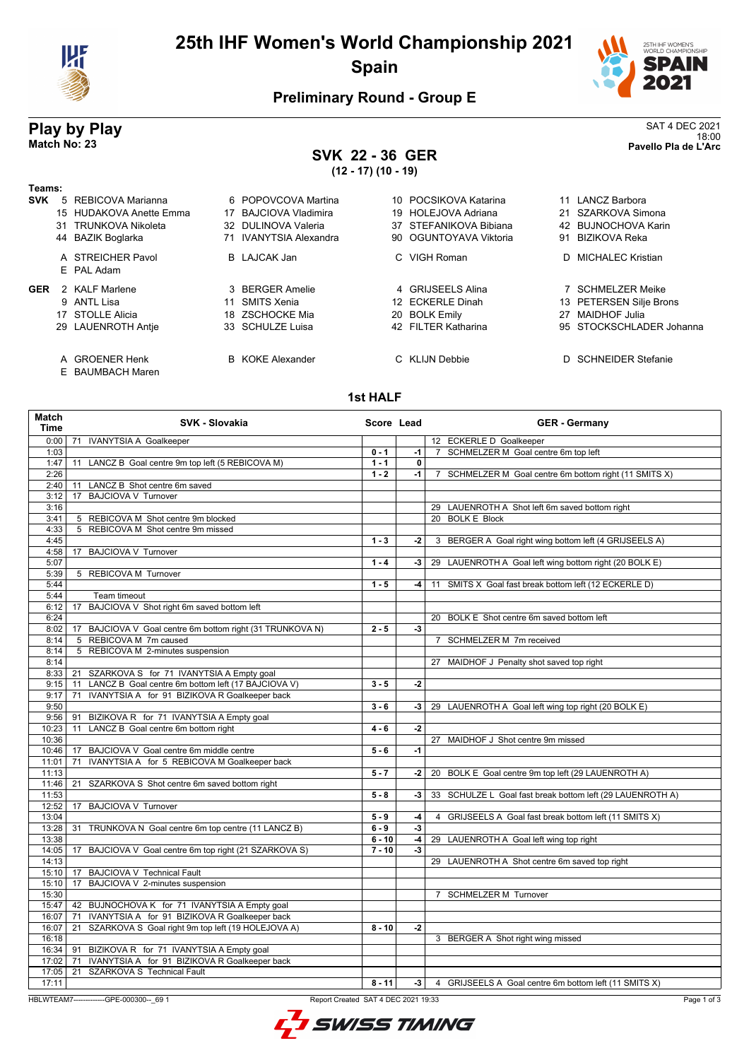# 25th IHF Women's World Championship 2021

## Spain

### Preliminary Round - Group E

## Play by Play

**Match No: 23**

SAT 4 DEC 2021
18:00
**Pavello Pla de L'Arc**

## SVK 22 - 36 GER

**(12 - 17) (10 - 19)**

**Teams:**

**SVK**
5 REBICOVA Marianna
6 POPOVCOVA Martina
10 POCSIKOVA Katarina
11 LANCZ Barbora
15 HUDAKOVA Anette Emma
17 BAJCIOVA Vladimira
19 HOLEJOVA Adriana
21 SZARKOVA Simona
31 TRUNKOVA Nikoleta
32 DULINOVA Valeria
37 STEFANIKOVA Bibiana
42 BUJNOCHOVA Karin
44 BAZIK Boglarka
71 IVANYTSIA Alexandra
90 OGUNTOYAVA Viktoria
91 BIZIKOVA Reka

A STREICHER Pavol
B LAJCAK Jan
C VIGH Roman
D MICHALEC Kristian
E PAL Adam

**GER**
2 KALF Marlene
3 BERGER Amelie
4 GRIJSEELS Alina
7 SCHMELZER Meike
9 ANTL Lisa
11 SMITS Xenia
12 ECKERLE Dinah
13 PETERSEN Silje Brons
17 STOLLE Alicia
18 ZSCHOCKE Mia
20 BOLK Emily
27 MAIDHOF Julia
29 LAUENROTH Antje
33 SCHULZE Luisa
42 FILTER Katharina
95 STOCKSCHLADER Johanna

A GROENER Henk
B KOKE Alexander
C KLIJN Debbie
D SCHNEIDER Stefanie
E BAUMBACH Maren

### 1st HALF

| Match Time | SVK - Slovakia | Score | Lead | GER - Germany |
|---|---|---|---|---|
| 0:00 | 71 IVANYTSIA A Goalkeeper | | | 12 ECKERLE D Goalkeeper |
| 1:03 | | 0 - 1 | -1 | 7 SCHMELZER M Goal centre 6m top left |
| 1:47 | 11 LANCZ B Goal centre 9m top left (5 REBICOVA M) | 1 - 1 | 0 | |
| 2:26 | | 1 - 2 | -1 | 7 SCHMELZER M Goal centre 6m bottom right (11 SMITS X) |
| 2:40 | 11 LANCZ B Shot centre 6m saved | | | |
| 3:12 | 17 BAJCIOVA V Turnover | | | |
| 3:16 | | | | 29 LAUENROTH A Shot left 6m saved bottom right |
| 3:41 | 5 REBICOVA M Shot centre 9m blocked | | | 20 BOLK E Block |
| 4:33 | 5 REBICOVA M Shot centre 9m missed | | | |
| 4:45 | | 1 - 3 | -2 | 3 BERGER A Goal right wing bottom left (4 GRIJSEELS A) |
| 4:58 | 17 BAJCIOVA V Turnover | | | |
| 5:07 | | 1 - 4 | -3 | 29 LAUENROTH A Goal left wing bottom right (20 BOLK E) |
| 5:39 | 5 REBICOVA M Turnover | | | |
| 5:44 | | 1 - 5 | -4 | 11 SMITS X Goal fast break bottom left (12 ECKERLE D) |
| 5:44 | Team timeout | | | |
| 6:12 | 17 BAJCIOVA V Shot right 6m saved bottom left | | | |
| 6:24 | | | | 20 BOLK E Shot centre 6m saved bottom left |
| 8:02 | 17 BAJCIOVA V Goal centre 6m bottom right (31 TRUNKOVA N) | 2 - 5 | -3 | |
| 8:14 | 5 REBICOVA M 7m caused | | | 7 SCHMELZER M 7m received |
| 8:14 | 5 REBICOVA M 2-minutes suspension | | | |
| 8:14 | | | | 27 MAIDHOF J Penalty shot saved top right |
| 8:33 | 21 SZARKOVA S for 71 IVANYTSIA A Empty goal | | | |
| 9:15 | 11 LANCZ B Goal centre 6m bottom left (17 BAJCIOVA V) | 3 - 5 | -2 | |
| 9:17 | 71 IVANYTSIA A for 91 BIZIKOVA R Goalkeeper back | | | |
| 9:50 | | 3 - 6 | -3 | 29 LAUENROTH A Goal left wing top right (20 BOLK E) |
| 9:56 | 91 BIZIKOVA R for 71 IVANYTSIA A Empty goal | | | |
| 10:23 | 11 LANCZ B Goal centre 6m bottom right | 4 - 6 | -2 | |
| 10:36 | | | | 27 MAIDHOF J Shot centre 9m missed |
| 10:46 | 17 BAJCIOVA V Goal centre 6m middle centre | 5 - 6 | -1 | |
| 11:01 | 71 IVANYTSIA A for 5 REBICOVA M Goalkeeper back | | | |
| 11:13 | | 5 - 7 | -2 | 20 BOLK E Goal centre 9m top left (29 LAUENROTH A) |
| 11:46 | 21 SZARKOVA S Shot centre 6m saved bottom right | | | |
| 11:53 | | 5 - 8 | -3 | 33 SCHULZE L Goal fast break bottom left (29 LAUENROTH A) |
| 12:52 | 17 BAJCIOVA V Turnover | | | |
| 13:04 | | 5 - 9 | -4 | 4 GRIJSEELS A Goal fast break bottom left (11 SMITS X) |
| 13:28 | 31 TRUNKOVA N Goal centre 6m top centre (11 LANCZ B) | 6 - 9 | -3 | |
| 13:38 | | 6 - 10 | -4 | 29 LAUENROTH A Goal left wing top right |
| 14:05 | 17 BAJCIOVA V Goal centre 6m top right (21 SZARKOVA S) | 7 - 10 | -3 | |
| 14:13 | | | | 29 LAUENROTH A Shot centre 6m saved top right |
| 15:10 | 17 BAJCIOVA V Technical Fault | | | |
| 15:10 | 17 BAJCIOVA V 2-minutes suspension | | | |
| 15:30 | | | | 7 SCHMELZER M Turnover |
| 15:47 | 42 BUJNOCHOVA K for 71 IVANYTSIA A Empty goal | | | |
| 16:07 | 71 IVANYTSIA A for 91 BIZIKOVA R Goalkeeper back | | | |
| 16:07 | 21 SZARKOVA S Goal right 9m top left (19 HOLEJOVA A) | 8 - 10 | -2 | |
| 16:18 | | | | 3 BERGER A Shot right wing missed |
| 16:34 | 91 BIZIKOVA R for 71 IVANYTSIA A Empty goal | | | |
| 17:02 | 71 IVANYTSIA A for 91 BIZIKOVA R Goalkeeper back | | | |
| 17:05 | 21 SZARKOVA S Technical Fault | | | |
| 17:11 | | 8 - 11 | -3 | 4 GRIJSEELS A Goal centre 6m bottom left (11 SMITS X) |

HBLWTEAM7-------------GPE-000300--_69 1 Report Created SAT 4 DEC 2021 19:33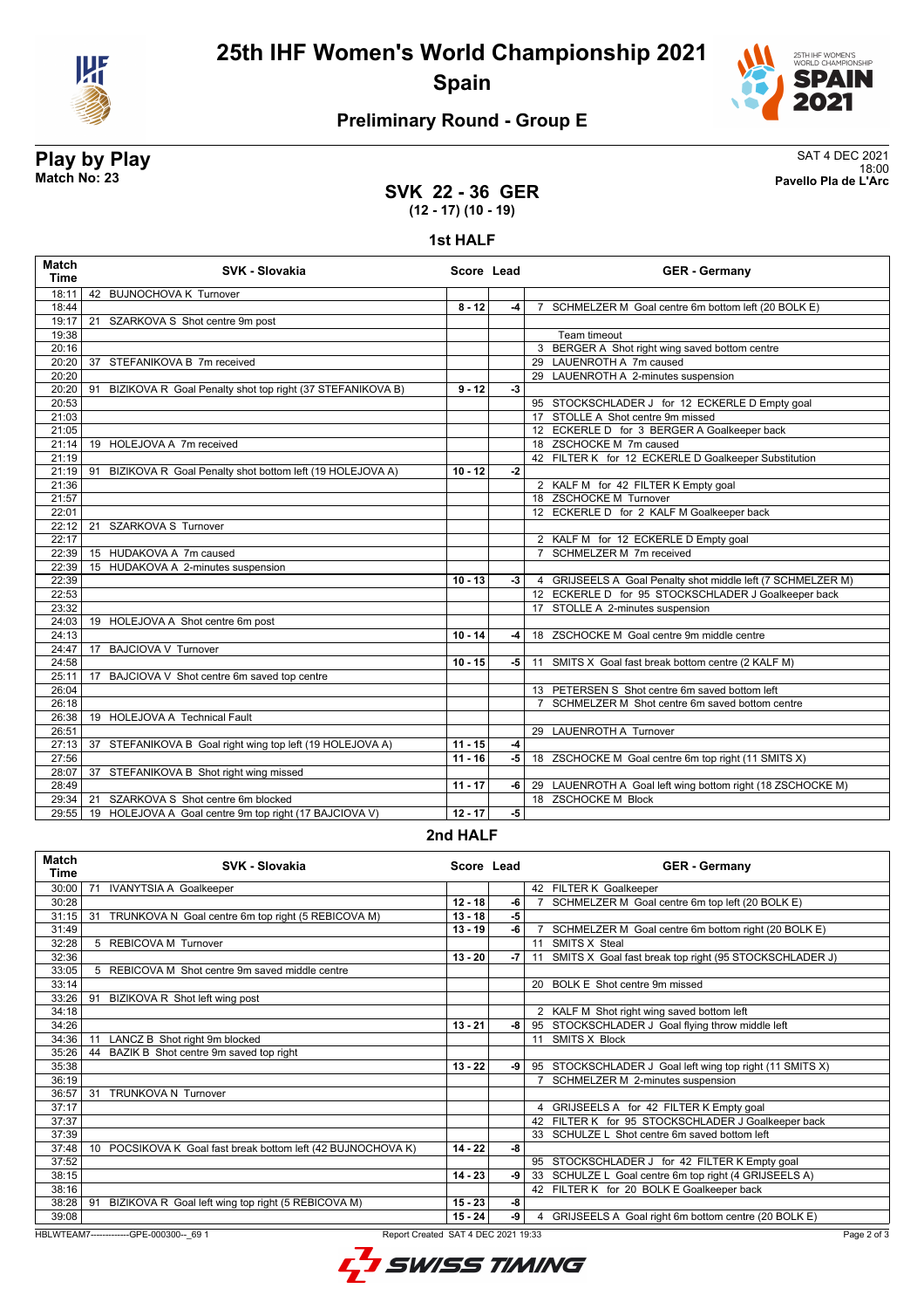# 25th IHF Women's World Championship 2021

## Spain

### Preliminary Round - Group E

**Play by Play**
**Match No: 23**

SAT 4 DEC 2021
18:00
**Pavello Pla de L'Arc**

## SVK 22 - 36 GER

**(12 - 17) (10 - 19)**

### 1st HALF

| Match Time | SVK - Slovakia | Score | Lead | GER - Germany |
|---|---|---|---|---|
| 18:11 | 42 BUJNOCHOVA K Turnover | | | |
| 18:44 | | 8 - 12 | -4 | 7 SCHMELZER M Goal centre 6m bottom left (20 BOLK E) |
| 19:17 | 21 SZARKOVA S Shot centre 9m post | | | |
| 19:38 | | | | Team timeout |
| 20:16 | | | | 3 BERGER A Shot right wing saved bottom centre |
| 20:20 | 37 STEFANIKOVA B 7m received | | | 29 LAUENROTH A 7m caused |
| 20:20 | | | | 29 LAUENROTH A 2-minutes suspension |
| 20:20 | 91 BIZIKOVA R Goal Penalty shot top right (37 STEFANIKOVA B) | 9 - 12 | -3 | |
| 20:53 | | | | 95 STOCKSCHLADER J for 12 ECKERLE D Empty goal |
| 21:03 | | | | 17 STOLLE A Shot centre 9m missed |
| 21:05 | | | | 12 ECKERLE D for 3 BERGER A Goalkeeper back |
| 21:14 | 19 HOLEJOVA A 7m received | | | 18 ZSCHOCKE M 7m caused |
| 21:19 | | | | 42 FILTER K for 12 ECKERLE D Goalkeeper Substitution |
| 21:19 | 91 BIZIKOVA R Goal Penalty shot bottom left (19 HOLEJOVA A) | 10 - 12 | -2 | |
| 21:36 | | | | 2 KALF M for 42 FILTER K Empty goal |
| 21:57 | | | | 18 ZSCHOCKE M Turnover |
| 22:01 | | | | 12 ECKERLE D for 2 KALF M Goalkeeper back |
| 22:12 | 21 SZARKOVA S Turnover | | | |
| 22:17 | | | | 2 KALF M for 12 ECKERLE D Empty goal |
| 22:39 | 15 HUDAKOVA A 7m caused | | | 7 SCHMELZER M 7m received |
| 22:39 | 15 HUDAKOVA A 2-minutes suspension | | | |
| 22:39 | | 10 - 13 | -3 | 4 GRIJSEELS A Goal Penalty shot middle left (7 SCHMELZER M) |
| 22:53 | | | | 12 ECKERLE D for 95 STOCKSCHLADER J Goalkeeper back |
| 23:32 | | | | 17 STOLLE A 2-minutes suspension |
| 24:03 | 19 HOLEJOVA A Shot centre 6m post | | | |
| 24:13 | | 10 - 14 | -4 | 18 ZSCHOCKE M Goal centre 9m middle centre |
| 24:47 | 17 BAJCIOVA V Turnover | | | |
| 24:58 | | 10 - 15 | -5 | 11 SMITS X Goal fast break bottom centre (2 KALF M) |
| 25:11 | 17 BAJCIOVA V Shot centre 6m saved top centre | | | |
| 26:04 | | | | 13 PETERSEN S Shot centre 6m saved bottom left |
| 26:18 | | | | 7 SCHMELZER M Shot centre 6m saved bottom centre |
| 26:38 | 19 HOLEJOVA A Technical Fault | | | |
| 26:51 | | | | 29 LAUENROTH A Turnover |
| 27:13 | 37 STEFANIKOVA B Goal right wing top left (19 HOLEJOVA A) | 11 - 15 | -4 | |
| 27:56 | | 11 - 16 | -5 | 18 ZSCHOCKE M Goal centre 6m top right (11 SMITS X) |
| 28:07 | 37 STEFANIKOVA B Shot right wing missed | | | |
| 28:49 | | 11 - 17 | -6 | 29 LAUENROTH A Goal left wing bottom right (18 ZSCHOCKE M) |
| 29:34 | 21 SZARKOVA S Shot centre 6m blocked | | | 18 ZSCHOCKE M Block |
| 29:55 | 19 HOLEJOVA A Goal centre 9m top right (17 BAJCIOVA V) | 12 - 17 | -5 | |

### 2nd HALF

| Match Time | SVK - Slovakia | Score | Lead | GER - Germany |
|---|---|---|---|---|
| 30:00 | 71 IVANYTSIA A Goalkeeper | | | 42 FILTER K Goalkeeper |
| 30:28 | | 12 - 18 | -6 | 7 SCHMELZER M Goal centre 6m top left (20 BOLK E) |
| 31:15 | 31 TRUNKOVA N Goal centre 6m top right (5 REBICOVA M) | 13 - 18 | -5 | |
| 31:49 | | 13 - 19 | -6 | 7 SCHMELZER M Goal centre 6m bottom right (20 BOLK E) |
| 32:28 | 5 REBICOVA M Turnover | | | 11 SMITS X Steal |
| 32:36 | | 13 - 20 | -7 | 11 SMITS X Goal fast break top right (95 STOCKSCHLADER J) |
| 33:05 | 5 REBICOVA M Shot centre 9m saved middle centre | | | |
| 33:14 | | | | 20 BOLK E Shot centre 9m missed |
| 33:26 | 91 BIZIKOVA R Shot left wing post | | | |
| 34:18 | | | | 2 KALF M Shot right wing saved bottom left |
| 34:26 | | 13 - 21 | -8 | 95 STOCKSCHLADER J Goal flying throw middle left |
| 34:36 | 11 LANCZ B Shot right 9m blocked | | | 11 SMITS X Block |
| 35:26 | 44 BAZIK B Shot centre 9m saved top right | | | |
| 35:38 | | 13 - 22 | -9 | 95 STOCKSCHLADER J Goal left wing top right (11 SMITS X) |
| 36:19 | | | | 7 SCHMELZER M 2-minutes suspension |
| 36:57 | 31 TRUNKOVA N Turnover | | | |
| 37:17 | | | | 4 GRIJSEELS A for 42 FILTER K Empty goal |
| 37:37 | | | | 42 FILTER K for 95 STOCKSCHLADER J Goalkeeper back |
| 37:39 | | | | 33 SCHULZE L Shot centre 6m saved bottom left |
| 37:48 | 10 POCSIKOVA K Goal fast break bottom left (42 BUJNOCHOVA K) | 14 - 22 | -8 | |
| 37:52 | | | | 95 STOCKSCHLADER J for 42 FILTER K Empty goal |
| 38:15 | | 14 - 23 | -9 | 33 SCHULZE L Goal centre 6m top right (4 GRIJSEELS A) |
| 38:16 | | | | 42 FILTER K for 20 BOLK E Goalkeeper back |
| 38:28 | 91 BIZIKOVA R Goal left wing top right (5 REBICOVA M) | 15 - 23 | -8 | |
| 39:08 | | 15 - 24 | -9 | 4 GRIJSEELS A Goal right 6m bottom centre (20 BOLK E) |

HBLWTEAM7-------------GPE-000300--_69 1 Report Created SAT 4 DEC 2021 19:33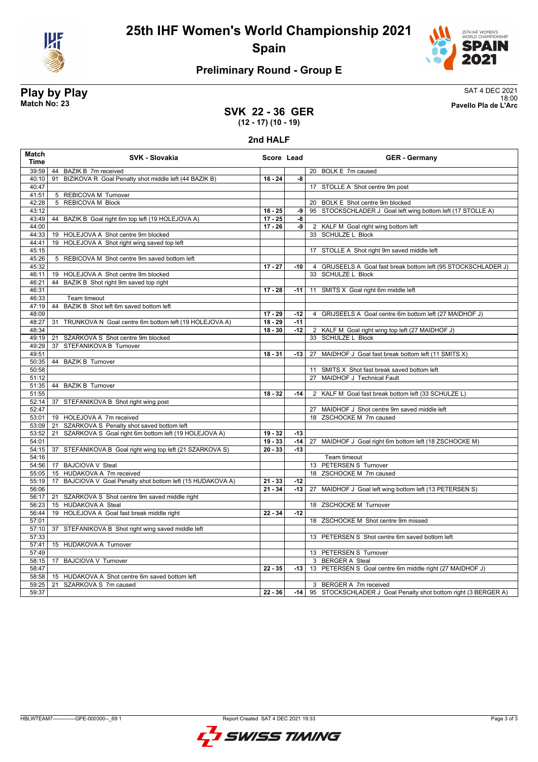# 25th IHF Women's World Championship 2021

**Spain**

## Preliminary Round - Group E

**Play by Play**
**Match No: 23**

SAT 4 DEC 2021
18:00
**Pavello Pla de L'Arc**

### SVK 22 - 36 GER

**(12 - 17) (10 - 19)**

### 2nd HALF

| Match Time | SVK - Slovakia | Score | Lead | GER - Germany |
|---|---|---|---|---|
| 39:59 | 44 BAZIK B 7m received | | | 20 BOLK E 7m caused |
| 40:10 | 91 BIZIKOVA R Goal Penalty shot middle left (44 BAZIK B) | 16 - 24 | -8 | |
| 40:47 | | | | 17 STOLLE A Shot centre 9m post |
| 41:51 | 5 REBICOVA M Turnover | | | |
| 42:28 | 5 REBICOVA M Block | | | 20 BOLK E Shot centre 9m blocked |
| 43:12 | | 16 - 25 | -9 | 95 STOCKSCHLADER J Goal left wing bottom left (17 STOLLE A) |
| 43:49 | 44 BAZIK B Goal right 6m top left (19 HOLEJOVA A) | 17 - 25 | -8 | |
| 44:00 | | 17 - 26 | -9 | 2 KALF M Goal right wing bottom left |
| 44:33 | 19 HOLEJOVA A Shot centre 9m blocked | | | 33 SCHULZE L Block |
| 44:41 | 19 HOLEJOVA A Shot right wing saved top left | | | |
| 45:15 | | | | 17 STOLLE A Shot right 9m saved middle left |
| 45:26 | 5 REBICOVA M Shot centre 9m saved bottom left | | | |
| 45:32 | | 17 - 27 | -10 | 4 GRIJSEELS A Goal fast break bottom left (95 STOCKSCHLADER J) |
| 46:11 | 19 HOLEJOVA A Shot centre 9m blocked | | | 33 SCHULZE L Block |
| 46:21 | 44 BAZIK B Shot right 9m saved top right | | | |
| 46:31 | | 17 - 28 | -11 | 11 SMITS X Goal right 6m middle left |
| 46:33 | Team timeout | | | |
| 47:19 | 44 BAZIK B Shot left 6m saved bottom left | | | |
| 48:09 | | 17 - 29 | -12 | 4 GRIJSEELS A Goal centre 6m bottom left (27 MAIDHOF J) |
| 48:27 | 31 TRUNKOVA N Goal centre 6m bottom left (19 HOLEJOVA A) | 18 - 29 | -11 | |
| 48:34 | | 18 - 30 | -12 | 2 KALF M Goal right wing top left (27 MAIDHOF J) |
| 49:19 | 21 SZARKOVA S Shot centre 9m blocked | | | 33 SCHULZE L Block |
| 49:29 | 37 STEFANIKOVA B Turnover | | | |
| 49:51 | | 18 - 31 | -13 | 27 MAIDHOF J Goal fast break bottom left (11 SMITS X) |
| 50:35 | 44 BAZIK B Turnover | | | |
| 50:58 | | | | 11 SMITS X Shot fast break saved bottom left |
| 51:12 | | | | 27 MAIDHOF J Technical Fault |
| 51:35 | 44 BAZIK B Turnover | | | |
| 51:55 | | 18 - 32 | -14 | 2 KALF M Goal fast break bottom left (33 SCHULZE L) |
| 52:14 | 37 STEFANIKOVA B Shot right wing post | | | |
| 52:47 | | | | 27 MAIDHOF J Shot centre 9m saved middle left |
| 53:01 | 19 HOLEJOVA A 7m received | | | 18 ZSCHOCKE M 7m caused |
| 53:09 | 21 SZARKOVA S Penalty shot saved bottom left | | | |
| 53:52 | 21 SZARKOVA S Goal right 6m bottom left (19 HOLEJOVA A) | 19 - 32 | -13 | |
| 54:01 | | 19 - 33 | -14 | 27 MAIDHOF J Goal right 6m bottom left (18 ZSCHOCKE M) |
| 54:15 | 37 STEFANIKOVA B Goal right wing top left (21 SZARKOVA S) | 20 - 33 | -13 | |
| 54:16 | | | | Team timeout |
| 54:56 | 17 BAJCIOVA V Steal | | | 13 PETERSEN S Turnover |
| 55:05 | 15 HUDAKOVA A 7m received | | | 18 ZSCHOCKE M 7m caused |
| 55:19 | 17 BAJCIOVA V Goal Penalty shot bottom left (15 HUDAKOVA A) | 21 - 33 | -12 | |
| 56:06 | | 21 - 34 | -13 | 27 MAIDHOF J Goal left wing bottom left (13 PETERSEN S) |
| 56:17 | 21 SZARKOVA S Shot centre 9m saved middle right | | | |
| 56:23 | 15 HUDAKOVA A Steal | | | 18 ZSCHOCKE M Turnover |
| 56:44 | 19 HOLEJOVA A Goal fast break middle right | 22 - 34 | -12 | |
| 57:01 | | | | 18 ZSCHOCKE M Shot centre 9m missed |
| 57:10 | 37 STEFANIKOVA B Shot right wing saved middle left | | | |
| 57:33 | | | | 13 PETERSEN S Shot centre 6m saved bottom left |
| 57:41 | 15 HUDAKOVA A Turnover | | | |
| 57:49 | | | | 13 PETERSEN S Turnover |
| 58:15 | 17 BAJCIOVA V Turnover | | | 3 BERGER A Steal |
| 58:47 | | 22 - 35 | -13 | 13 PETERSEN S Goal centre 6m middle right (27 MAIDHOF J) |
| 58:58 | 15 HUDAKOVA A Shot centre 6m saved bottom left | | | |
| 59:25 | 21 SZARKOVA S 7m caused | | | 3 BERGER A 7m received |
| 59:37 | | 22 - 36 | -14 | 95 STOCKSCHLADER J Goal Penalty shot bottom right (3 BERGER A) |

HBLWTEAM7-------------GPE-000300--_69 1 Report Created SAT 4 DEC 2021 19:33